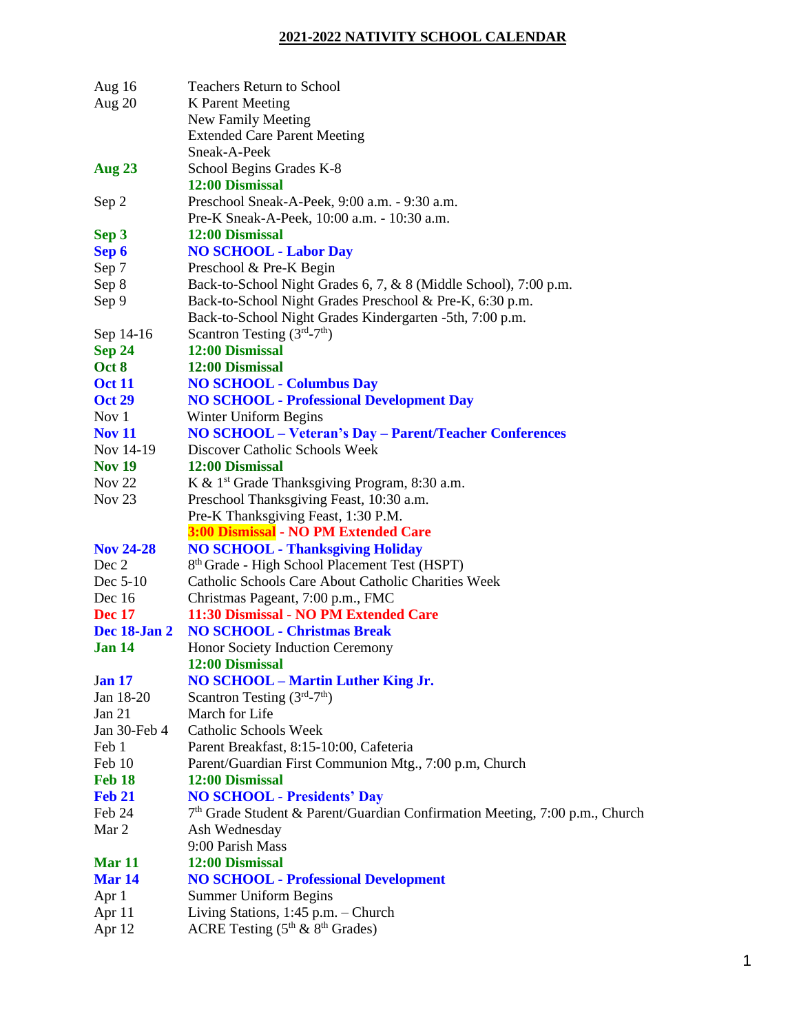# 2021-2022 NATIVITY SCHOOL CALENDAR

| | |
|---|---|
| Aug 16 | Teachers Return to School |
| Aug 20 | K Parent Meeting |
| | New Family Meeting |
| | Extended Care Parent Meeting |
| | Sneak-A-Peek |
| **Aug 23** | School Begins Grades K-8 |
| | **12:00 Dismissal** |
| Sep 2 | Preschool Sneak-A-Peek, 9:00 a.m. - 9:30 a.m. |
| | Pre-K Sneak-A-Peek, 10:00 a.m. - 10:30 a.m. |
| **Sep 3** | **12:00 Dismissal** |
| **Sep 6** | **NO SCHOOL - Labor Day** |
| Sep 7 | Preschool & Pre-K Begin |
| Sep 8 | Back-to-School Night Grades 6, 7, & 8 (Middle School), 7:00 p.m. |
| Sep 9 | Back-to-School Night Grades Preschool & Pre-K, 6:30 p.m. |
| | Back-to-School Night Grades Kindergarten -5th, 7:00 p.m. |
| Sep 14-16 | Scantron Testing (3rd-7th) |
| **Sep 24** | **12:00 Dismissal** |
| **Oct 8** | **12:00 Dismissal** |
| **Oct 11** | **NO SCHOOL - Columbus Day** |
| **Oct 29** | **NO SCHOOL - Professional Development Day** |
| Nov 1 | Winter Uniform Begins |
| **Nov 11** | **NO SCHOOL – Veteran's Day – Parent/Teacher Conferences** |
| Nov 14-19 | Discover Catholic Schools Week |
| **Nov 19** | **12:00 Dismissal** |
| Nov 22 | K & 1st Grade Thanksgiving Program, 8:30 a.m. |
| Nov 23 | Preschool Thanksgiving Feast, 10:30 a.m. |
| | Pre-K Thanksgiving Feast, 1:30 P.M. |
| | **3:00 Dismissal - NO PM Extended Care** |
| **Nov 24-28** | **NO SCHOOL - Thanksgiving Holiday** |
| Dec 2 | 8th Grade - High School Placement Test (HSPT) |
| Dec 5-10 | Catholic Schools Care About Catholic Charities Week |
| Dec 16 | Christmas Pageant, 7:00 p.m., FMC |
| **Dec 17** | **11:30 Dismissal - NO PM Extended Care** |
| **Dec 18-Jan 2** | **NO SCHOOL - Christmas Break** |
| **Jan 14** | Honor Society Induction Ceremony |
| | **12:00 Dismissal** |
| **Jan 17** | **NO SCHOOL – Martin Luther King Jr.** |
| Jan 18-20 | Scantron Testing (3rd-7th) |
| Jan 21 | March for Life |
| Jan 30-Feb 4 | Catholic Schools Week |
| Feb 1 | Parent Breakfast, 8:15-10:00, Cafeteria |
| Feb 10 | Parent/Guardian First Communion Mtg., 7:00 p.m, Church |
| **Feb 18** | **12:00 Dismissal** |
| **Feb 21** | **NO SCHOOL - Presidents' Day** |
| Feb 24 | 7th Grade Student & Parent/Guardian Confirmation Meeting, 7:00 p.m., Church |
| Mar 2 | Ash Wednesday |
| | 9:00 Parish Mass |
| **Mar 11** | **12:00 Dismissal** |
| **Mar 14** | **NO SCHOOL - Professional Development** |
| Apr 1 | Summer Uniform Begins |
| Apr 11 | Living Stations, 1:45 p.m. – Church |
| Apr 12 | ACRE Testing (5th & 8th Grades) |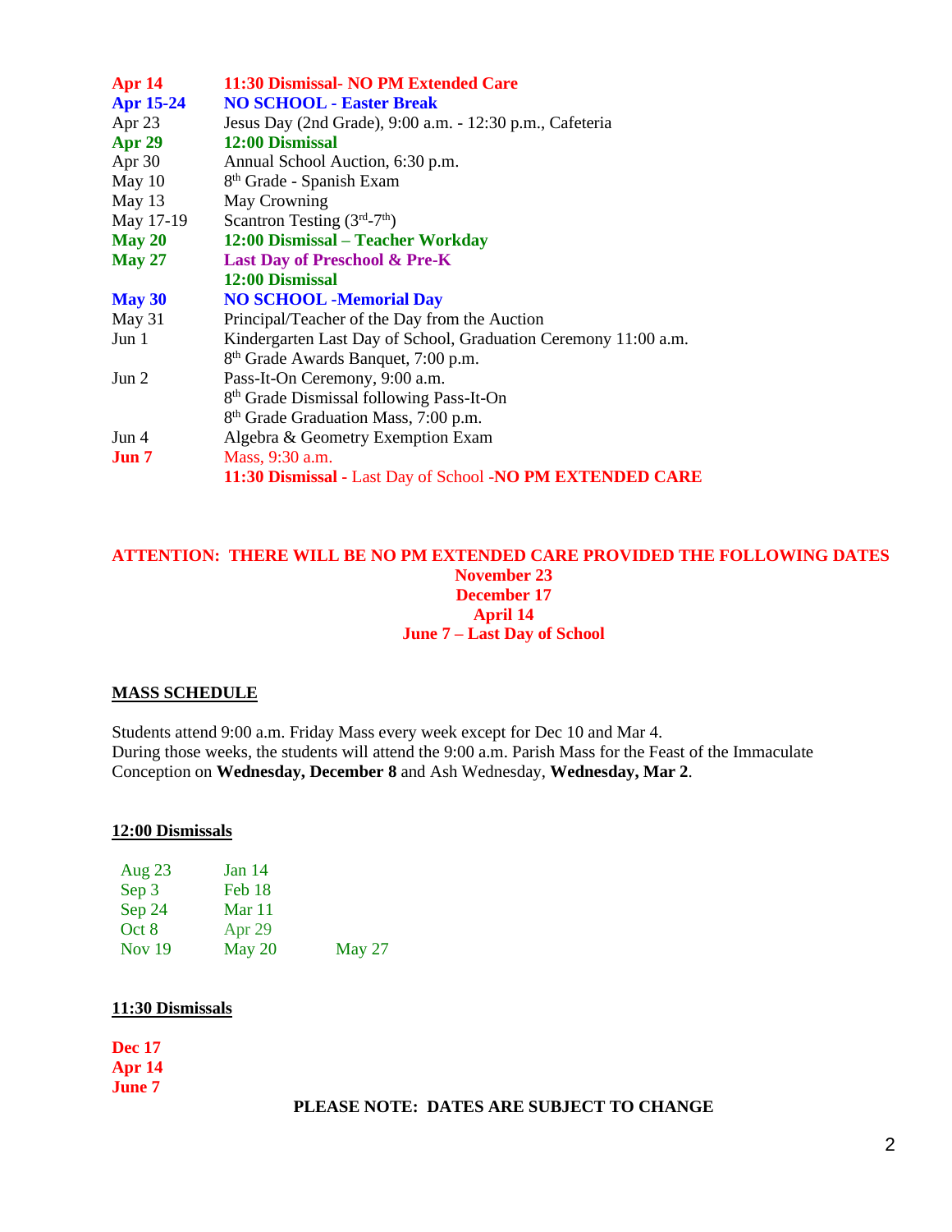| | |
|---|---|
| **Apr 14** | **11:30 Dismissal- NO PM Extended Care** |
| **Apr 15-24** | **NO SCHOOL - Easter Break** |
| Apr 23 | Jesus Day (2nd Grade), 9:00 a.m. - 12:30 p.m., Cafeteria |
| **Apr 29** | **12:00 Dismissal** |
| Apr 30 | Annual School Auction, 6:30 p.m. |
| May 10 | 8th Grade - Spanish Exam |
| May 13 | May Crowning |
| May 17-19 | Scantron Testing (3rd-7th) |
| **May 20** | **12:00 Dismissal – Teacher Workday** |
| **May 27** | **Last Day of Preschool & Pre-K** |
| | **12:00 Dismissal** |
| **May 30** | **NO SCHOOL -Memorial Day** |
| May 31 | Principal/Teacher of the Day from the Auction |
| Jun 1 | Kindergarten Last Day of School, Graduation Ceremony 11:00 a.m. |
| | 8th Grade Awards Banquet, 7:00 p.m. |
| Jun 2 | Pass-It-On Ceremony, 9:00 a.m. |
| | 8th Grade Dismissal following Pass-It-On |
| | 8th Grade Graduation Mass, 7:00 p.m. |
| Jun 4 | Algebra & Geometry Exemption Exam |
| **Jun 7** | Mass, 9:30 a.m. |
| | **11:30 Dismissal** - Last Day of School -**NO PM EXTENDED CARE** |

**ATTENTION: THERE WILL BE NO PM EXTENDED CARE PROVIDED THE FOLLOWING DATES**

**November 23**
**December 17**
**April 14**
**June 7 – Last Day of School**

## MASS SCHEDULE

Students attend 9:00 a.m. Friday Mass every week except for Dec 10 and Mar 4.
During those weeks, the students will attend the 9:00 a.m. Parish Mass for the Feast of the Immaculate Conception on **Wednesday, December 8** and Ash Wednesday, **Wednesday, Mar 2**.

## 12:00 Dismissals

| | | |
|---|---|---|
| Aug 23 | Jan 14 | |
| Sep 3 | Feb 18 | |
| Sep 24 | Mar 11 | |
| Oct 8 | Apr 29 | |
| Nov 19 | May 20 | May 27 |

## 11:30 Dismissals

**Dec 17**
**Apr 14**
**June 7**

**PLEASE NOTE: DATES ARE SUBJECT TO CHANGE**